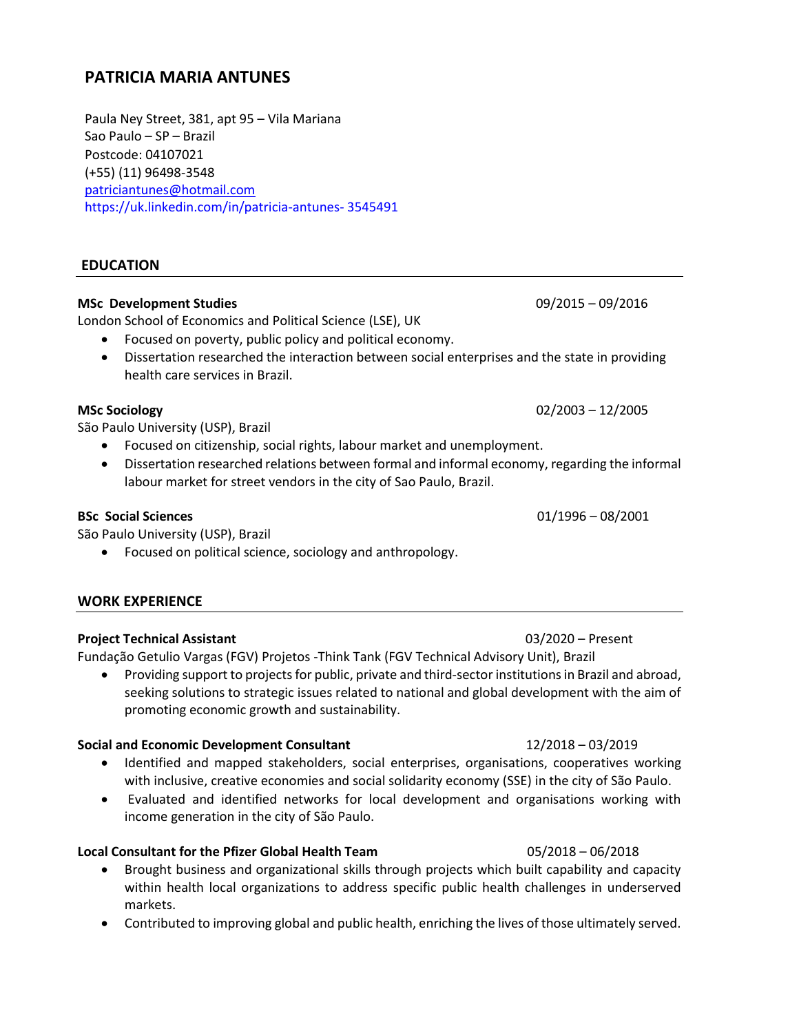# PATRICIA MARIA ANTUNES

Paula Ney Street, 381, apt 95 – Vila Mariana
Sao Paulo – SP – Brazil
Postcode: 04107021
(+55) (11) 96498-3548
patriciantunes@hotmail.com
https://uk.linkedin.com/in/patricia-antunes- 3545491

## EDUCATION

**MSc Development Studies** 09/2015 – 09/2016
London School of Economics and Political Science (LSE), UK

- Focused on poverty, public policy and political economy.
- Dissertation researched the interaction between social enterprises and the state in providing health care services in Brazil.

**MSc Sociology** 02/2003 – 12/2005
São Paulo University (USP), Brazil

- Focused on citizenship, social rights, labour market and unemployment.
- Dissertation researched relations between formal and informal economy, regarding the informal labour market for street vendors in the city of Sao Paulo, Brazil.

**BSc Social Sciences** 01/1996 – 08/2001
São Paulo University (USP), Brazil

- Focused on political science, sociology and anthropology.

## WORK EXPERIENCE

**Project Technical Assistant** 03/2020 – Present
Fundação Getulio Vargas (FGV) Projetos -Think Tank (FGV Technical Advisory Unit), Brazil

- Providing support to projects for public, private and third-sector institutions in Brazil and abroad, seeking solutions to strategic issues related to national and global development with the aim of promoting economic growth and sustainability.

**Social and Economic Development Consultant** 12/2018 – 03/2019

- Identified and mapped stakeholders, social enterprises, organisations, cooperatives working with inclusive, creative economies and social solidarity economy (SSE) in the city of São Paulo.
- Evaluated and identified networks for local development and organisations working with income generation in the city of São Paulo.

**Local Consultant for the Pfizer Global Health Team** 05/2018 – 06/2018

- Brought business and organizational skills through projects which built capability and capacity within health local organizations to address specific public health challenges in underserved markets.
- Contributed to improving global and public health, enriching the lives of those ultimately served.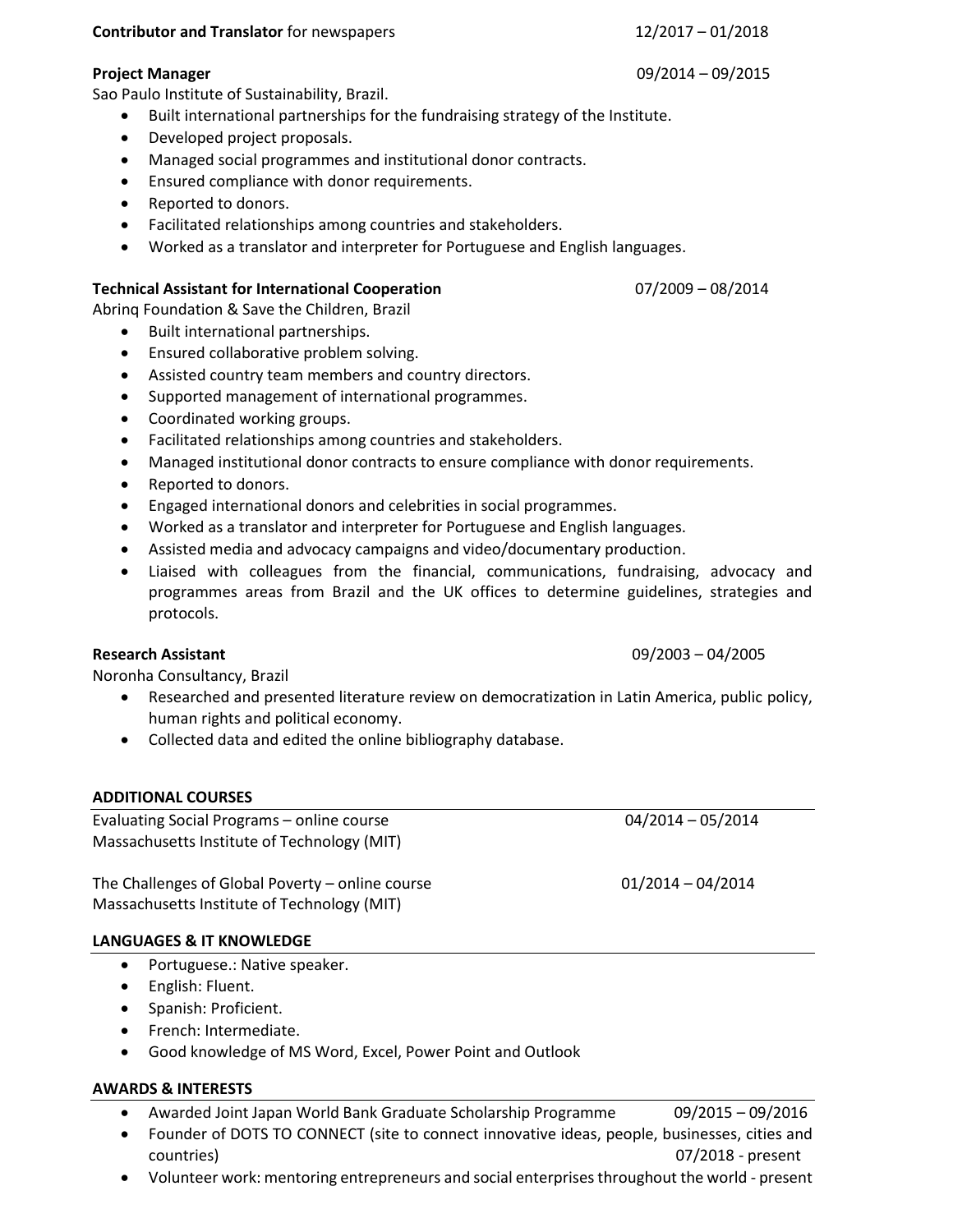**Contributor and Translator** for newspapers 12/2017 – 01/2018

**Project Manager** 09/2014 – 09/2015
Sao Paulo Institute of Sustainability, Brazil.

- Built international partnerships for the fundraising strategy of the Institute.
- Developed project proposals.
- Managed social programmes and institutional donor contracts.
- Ensured compliance with donor requirements.
- Reported to donors.
- Facilitated relationships among countries and stakeholders.
- Worked as a translator and interpreter for Portuguese and English languages.

**Technical Assistant for International Cooperation** 07/2009 – 08/2014
Abrinq Foundation & Save the Children, Brazil

- Built international partnerships.
- Ensured collaborative problem solving.
- Assisted country team members and country directors.
- Supported management of international programmes.
- Coordinated working groups.
- Facilitated relationships among countries and stakeholders.
- Managed institutional donor contracts to ensure compliance with donor requirements.
- Reported to donors.
- Engaged international donors and celebrities in social programmes.
- Worked as a translator and interpreter for Portuguese and English languages.
- Assisted media and advocacy campaigns and video/documentary production.
- Liaised with colleagues from the financial, communications, fundraising, advocacy and programmes areas from Brazil and the UK offices to determine guidelines, strategies and protocols.

**Research Assistant** 09/2003 – 04/2005
Noronha Consultancy, Brazil

- Researched and presented literature review on democratization in Latin America, public policy, human rights and political economy.
- Collected data and edited the online bibliography database.

## ADDITIONAL COURSES

Evaluating Social Programs – online course 04/2014 – 05/2014
Massachusetts Institute of Technology (MIT)

The Challenges of Global Poverty – online course 01/2014 – 04/2014
Massachusetts Institute of Technology (MIT)

## LANGUAGES & IT KNOWLEDGE

- Portuguese.: Native speaker.
- English: Fluent.
- Spanish: Proficient.
- French: Intermediate.
- Good knowledge of MS Word, Excel, Power Point and Outlook

## AWARDS & INTERESTS

- Awarded Joint Japan World Bank Graduate Scholarship Programme 09/2015 – 09/2016
- Founder of DOTS TO CONNECT (site to connect innovative ideas, people, businesses, cities and countries) 07/2018 - present
- Volunteer work: mentoring entrepreneurs and social enterprises throughout the world - present